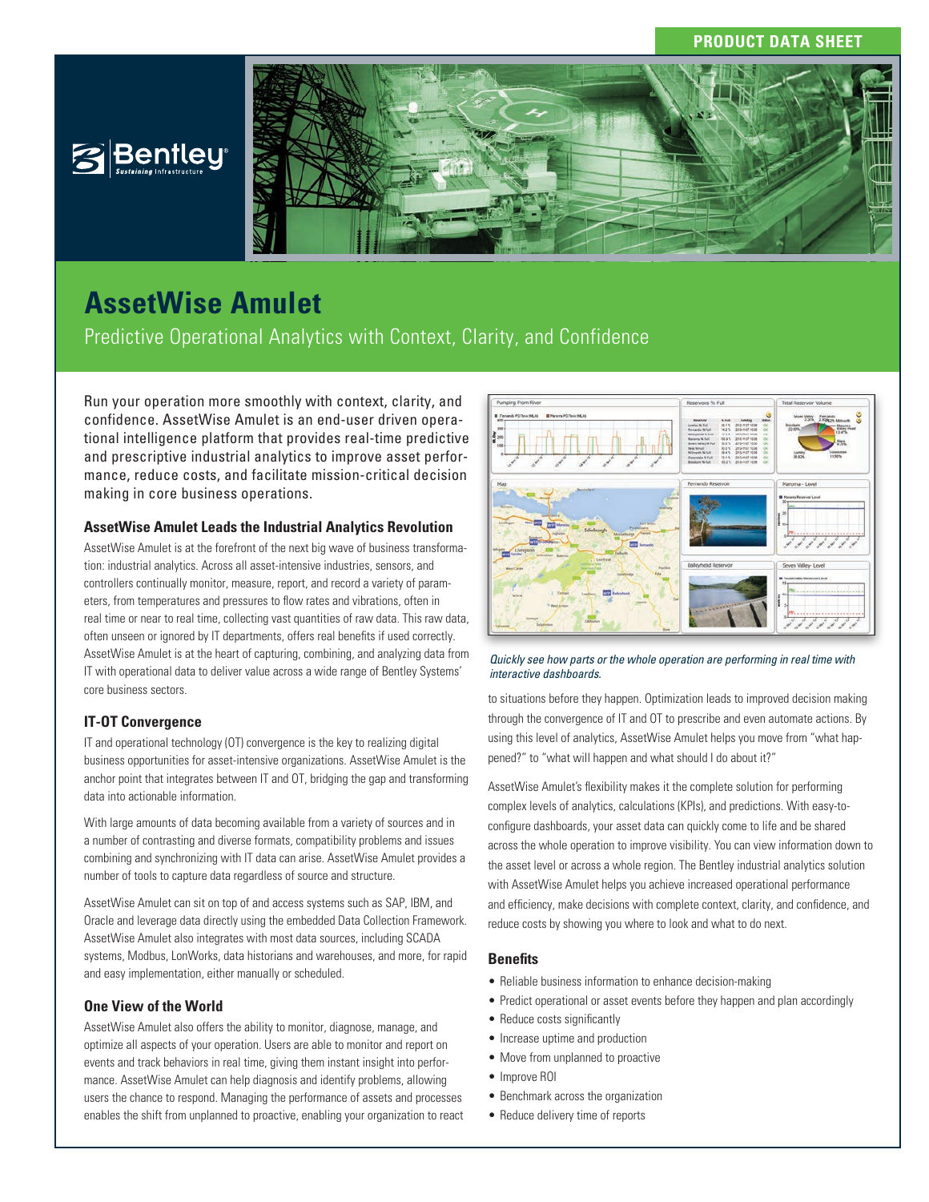PRODUCT DATA SHEET

# AssetWise Amulet

Predictive Operational Analytics with Context, Clarity, and Confidence

Run your operation more smoothly with context, clarity, and confidence. AssetWise Amulet is an end-user driven operational intelligence platform that provides real-time predictive and prescriptive industrial analytics to improve asset performance, reduce costs, and facilitate mission-critical decision making in core business operations.

### AssetWise Amulet Leads the Industrial Analytics Revolution

AssetWise Amulet is at the forefront of the next big wave of business transformation: industrial analytics. Across all asset-intensive industries, sensors, and controllers continually monitor, measure, report, and record a variety of parameters, from temperatures and pressures to flow rates and vibrations, often in real time or near to real time, collecting vast quantities of raw data. This raw data, often unseen or ignored by IT departments, offers real benefits if used correctly. AssetWise Amulet is at the heart of capturing, combining, and analyzing data from IT with operational data to deliver value across a wide range of Bentley Systems' core business sectors.

### IT-OT Convergence

IT and operational technology (OT) convergence is the key to realizing digital business opportunities for asset-intensive organizations. AssetWise Amulet is the anchor point that integrates between IT and OT, bridging the gap and transforming data into actionable information.

With large amounts of data becoming available from a variety of sources and in a number of contrasting and diverse formats, compatibility problems and issues combining and synchronizing with IT data can arise. AssetWise Amulet provides a number of tools to capture data regardless of source and structure.

AssetWise Amulet can sit on top of and access systems such as SAP, IBM, and Oracle and leverage data directly using the embedded Data Collection Framework. AssetWise Amulet also integrates with most data sources, including SCADA systems, Modbus, LonWorks, data historians and warehouses, and more, for rapid and easy implementation, either manually or scheduled.

### One View of the World

AssetWise Amulet also offers the ability to monitor, diagnose, manage, and optimize all aspects of your operation. Users are able to monitor and report on events and track behaviors in real time, giving them instant insight into performance. AssetWise Amulet can help diagnosis and identify problems, allowing users the chance to respond. Managing the performance of assets and processes enables the shift from unplanned to proactive, enabling your organization to react to situations before they happen. Optimization leads to improved decision making through the convergence of IT and OT to prescribe and even automate actions. By using this level of analytics, AssetWise Amulet helps you move from "what happened?" to "what will happen and what should I do about it?"

*Quickly see how parts or the whole operation are performing in real time with interactive dashboards.*

AssetWise Amulet's flexibility makes it the complete solution for performing complex levels of analytics, calculations (KPIs), and predictions. With easy-to-configure dashboards, your asset data can quickly come to life and be shared across the whole operation to improve visibility. You can view information down to the asset level or across a whole region. The Bentley industrial analytics solution with AssetWise Amulet helps you achieve increased operational performance and efficiency, make decisions with complete context, clarity, and confidence, and reduce costs by showing you where to look and what to do next.

### Benefits

- Reliable business information to enhance decision-making
- Predict operational or asset events before they happen and plan accordingly
- Reduce costs significantly
- Increase uptime and production
- Move from unplanned to proactive
- Improve ROI
- Benchmark across the organization
- Reduce delivery time of reports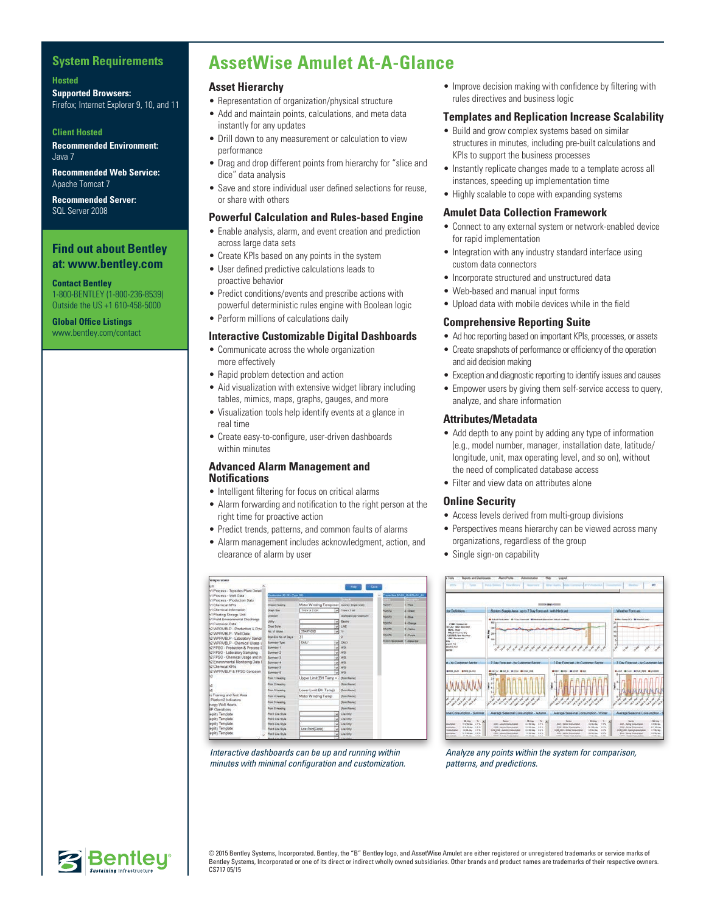## System Requirements

### Hosted

**Supported Browsers:**
Firefox; Internet Explorer 9, 10, and 11

### Client Hosted

**Recommended Environment:**
Java 7

**Recommended Web Service:**
Apache Tomcat 7

**Recommended Server:**
SQL Server 2008

## Find out about Bentley at: www.bentley.com

**Contact Bentley**
1-800-BENTLEY (1-800-236-8539)
Outside the US +1 610-458-5000

**Global Office Listings**
www.bentley.com/contact

# AssetWise Amulet At-A-Glance

### Asset Hierarchy

- Representation of organization/physical structure
- Add and maintain points, calculations, and meta data instantly for any updates
- Drill down to any measurement or calculation to view performance
- Drag and drop different points from hierarchy for "slice and dice" data analysis
- Save and store individual user defined selections for reuse, or share with others

### Powerful Calculation and Rules-based Engine

- Enable analysis, alarm, and event creation and prediction across large data sets
- Create KPIs based on any points in the system
- User defined predictive calculations leads to proactive behavior
- Predict conditions/events and prescribe actions with powerful deterministic rules engine with Boolean logic
- Perform millions of calculations daily

### Interactive Customizable Digital Dashboards

- Communicate across the whole organization more effectively
- Rapid problem detection and action
- Aid visualization with extensive widget library including tables, mimics, maps, graphs, gauges, and more
- Visualization tools help identify events at a glance in real time
- Create easy-to-configure, user-driven dashboards within minutes

### Advanced Alarm Management and Notifications

- Intelligent filtering for focus on critical alarms
- Alarm forwarding and notification to the right person at the right time for proactive action
- Predict trends, patterns, and common faults of alarms
- Alarm management includes acknowledgment, action, and clearance of alarm by user
- Improve decision making with confidence by filtering with rules directives and business logic

### Templates and Replication Increase Scalability

- Build and grow complex systems based on similar structures in minutes, including pre-built calculations and KPIs to support the business processes
- Instantly replicate changes made to a template across all instances, speeding up implementation time
- Highly scalable to cope with expanding systems

### Amulet Data Collection Framework

- Connect to any external system or network-enabled device for rapid implementation
- Integration with any industry standard interface using custom data connectors
- Incorporate structured and unstructured data
- Web-based and manual input forms
- Upload data with mobile devices while in the field

### Comprehensive Reporting Suite

- Ad hoc reporting based on important KPIs, processes, or assets
- Create snapshots of performance or efficiency of the operation and aid decision making
- Exception and diagnostic reporting to identify issues and causes
- Empower users by giving them self-service access to query, analyze, and share information

### Attributes/Metadata

- Add depth to any point by adding any type of information (e.g., model number, manager, installation date, latitude/longitude, unit, max operating level, and so on), without the need of complicated database access
- Filter and view data on attributes alone

### Online Security

- Access levels derived from multi-group divisions
- Perspectives means hierarchy can be viewed across many organizations, regardless of the group
- Single sign-on capability

*Interactive dashboards can be up and running within minutes with minimal configuration and customization.*

*Analyze any points within the system for comparison, patterns, and predictions.*

© 2015 Bentley Systems, Incorporated. Bentley, the "B" Bentley logo, and AssetWise Amulet are either registered or unregistered trademarks or service marks of Bentley Systems, Incorporated or one of its direct or indirect wholly owned subsidiaries. Other brands and product names are trademarks of their respective owners. CS717 05/15